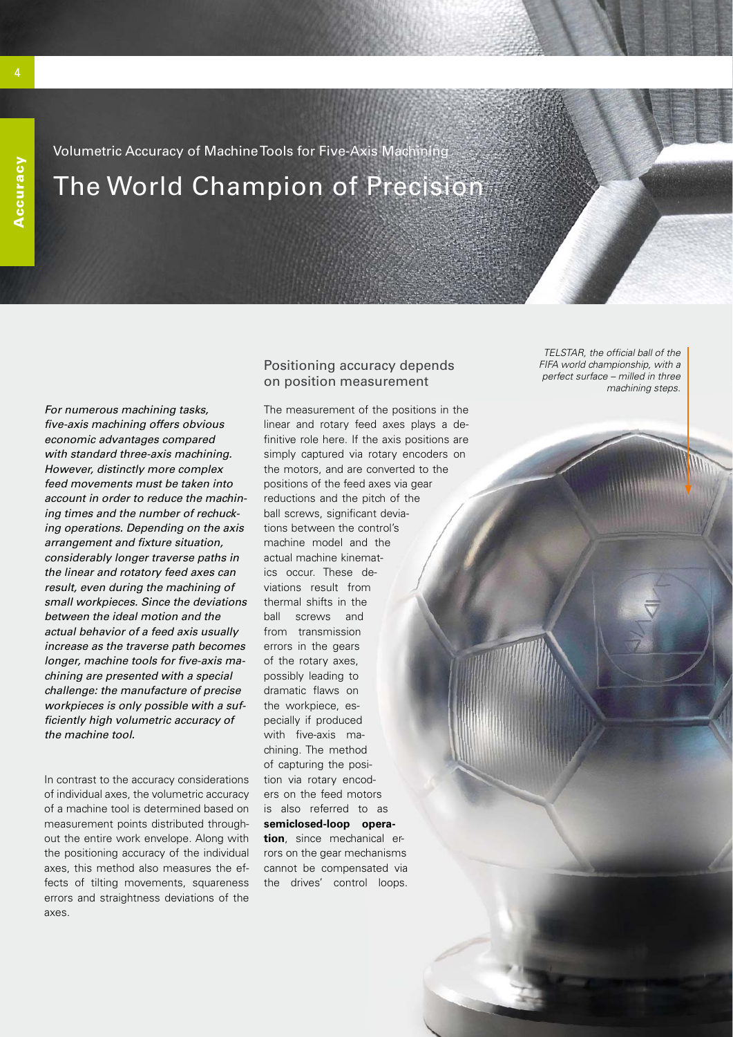Volumetric Accuracy of Machine Tools for Five-Axis Machining

# The World Champion of Precision

*For numerous machining tasks, five-axis machining offers obvious economic advantages compared with standard three-axis machining. However, distinctly more complex feed movements must be taken into account in order to reduce the machining times and the number of rechucking operations. Depending on the axis arrangement and fixture situation, considerably longer traverse paths in the linear and rotatory feed axes can result, even during the machining of small workpieces. Since the deviations between the ideal motion and the actual behavior of a feed axis usually increase as the traverse path becomes longer, machine tools for five-axis machining are presented with a special challenge: the manufacture of precise workpieces is only possible with a sufficiently high volumetric accuracy of the machine tool.*

In contrast to the accuracy considerations of individual axes, the volumetric accuracy of a machine tool is determined based on measurement points distributed throughout the entire work envelope. Along with the positioning accuracy of the individual axes, this method also measures the effects of tilting movements, squareness errors and straightness deviations of the axes.

## Positioning accuracy depends on position measurement

The measurement of the positions in the linear and rotary feed axes plays a definitive role here. If the axis positions are simply captured via rotary encoders on the motors, and are converted to the positions of the feed axes via gear reductions and the pitch of the ball screws, significant deviations between the control's machine model and the actual machine kinematics occur. These deviations result from thermal shifts in the ball screws and from transmission errors in the gears of the rotary axes, possibly leading to dramatic flaws on the workpiece, especially if produced with five-axis machining. The method of capturing the position via rotary encoders on the feed motors is also referred to as **semiclosed-loop operation**, since mechanical errors on the gear mechanisms cannot be compensated via the drives' control loops.

*TELSTAR, the official ball of the FIFA world championship, with a perfect surface – milled in three machining steps.*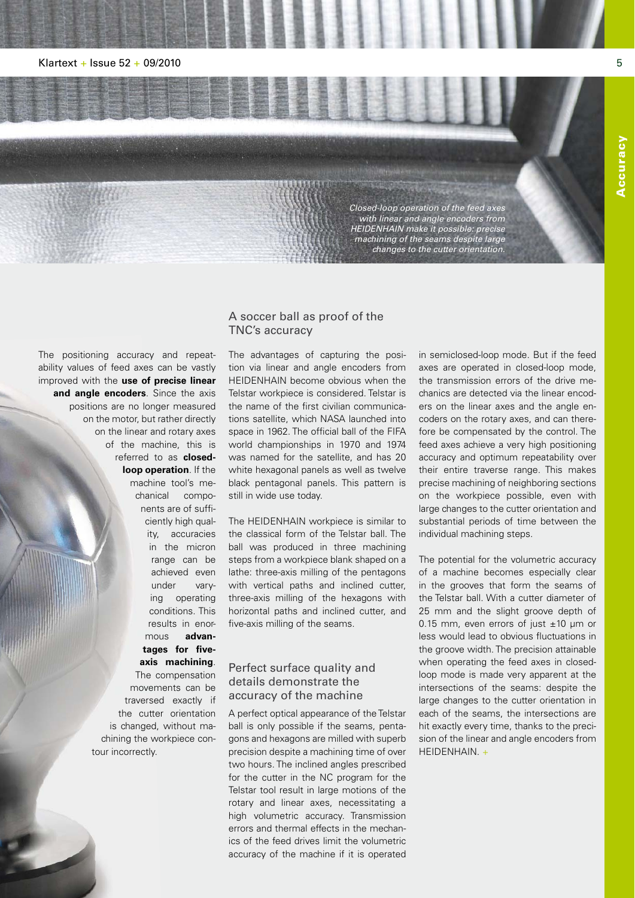*Closed-loop operation of the feed axes with linear and angle encoders from HEIDENHAIN make it possible: precise machining of the seams despite large changes to the cutter orientation.*

The positioning accuracy and repeatability values of feed axes can be vastly improved with the **use of precise linear and angle encoders**. Since the axis positions are no longer measured on the motor, but rather directly on the linear and rotary axes of the machine, this is referred to as **closed-loop operation**. If the machine tool's mechanical components are of sufficiently high quality, accuracies in the micron range can be achieved even under varying operating conditions. This results in enormous **advantages for five-axis machining**. The compensation movements can be traversed exactly if the cutter orientation is changed, without machining the workpiece contour incorrectly.

## A soccer ball as proof of the TNC's accuracy

The advantages of capturing the position via linear and angle encoders from HEIDENHAIN become obvious when the Telstar workpiece is considered. Telstar is the name of the first civilian communications satellite, which NASA launched into space in 1962. The official ball of the FIFA world championships in 1970 and 1974 was named for the satellite, and has 20 white hexagonal panels as well as twelve black pentagonal panels. This pattern is still in wide use today.

The HEIDENHAIN workpiece is similar to the classical form of the Telstar ball. The ball was produced in three machining steps from a workpiece blank shaped on a lathe: three-axis milling of the pentagons with vertical paths and inclined cutter, three-axis milling of the hexagons with horizontal paths and inclined cutter, and five-axis milling of the seams.

## Perfect surface quality and details demonstrate the accuracy of the machine

A perfect optical appearance of the Telstar ball is only possible if the seams, pentagons and hexagons are milled with superb precision despite a machining time of over two hours. The inclined angles prescribed for the cutter in the NC program for the Telstar tool result in large motions of the rotary and linear axes, necessitating a high volumetric accuracy. Transmission errors and thermal effects in the mechanics of the feed drives limit the volumetric accuracy of the machine if it is operated in semiclosed-loop mode. But if the feed axes are operated in closed-loop mode, the transmission errors of the drive mechanics are detected via the linear encoders on the linear axes and the angle encoders on the rotary axes, and can therefore be compensated by the control. The feed axes achieve a very high positioning accuracy and optimum repeatability over their entire traverse range. This makes precise machining of neighboring sections on the workpiece possible, even with large changes to the cutter orientation and substantial periods of time between the individual machining steps.

The potential for the volumetric accuracy of a machine becomes especially clear in the grooves that form the seams of the Telstar ball. With a cutter diameter of 25 mm and the slight groove depth of 0.15 mm, even errors of just ±10 µm or less would lead to obvious fluctuations in the groove width. The precision attainable when operating the feed axes in closed-loop mode is made very apparent at the intersections of the seams: despite the large changes to the cutter orientation in each of the seams, the intersections are hit exactly every time, thanks to the precision of the linear and angle encoders from HEIDENHAIN. +